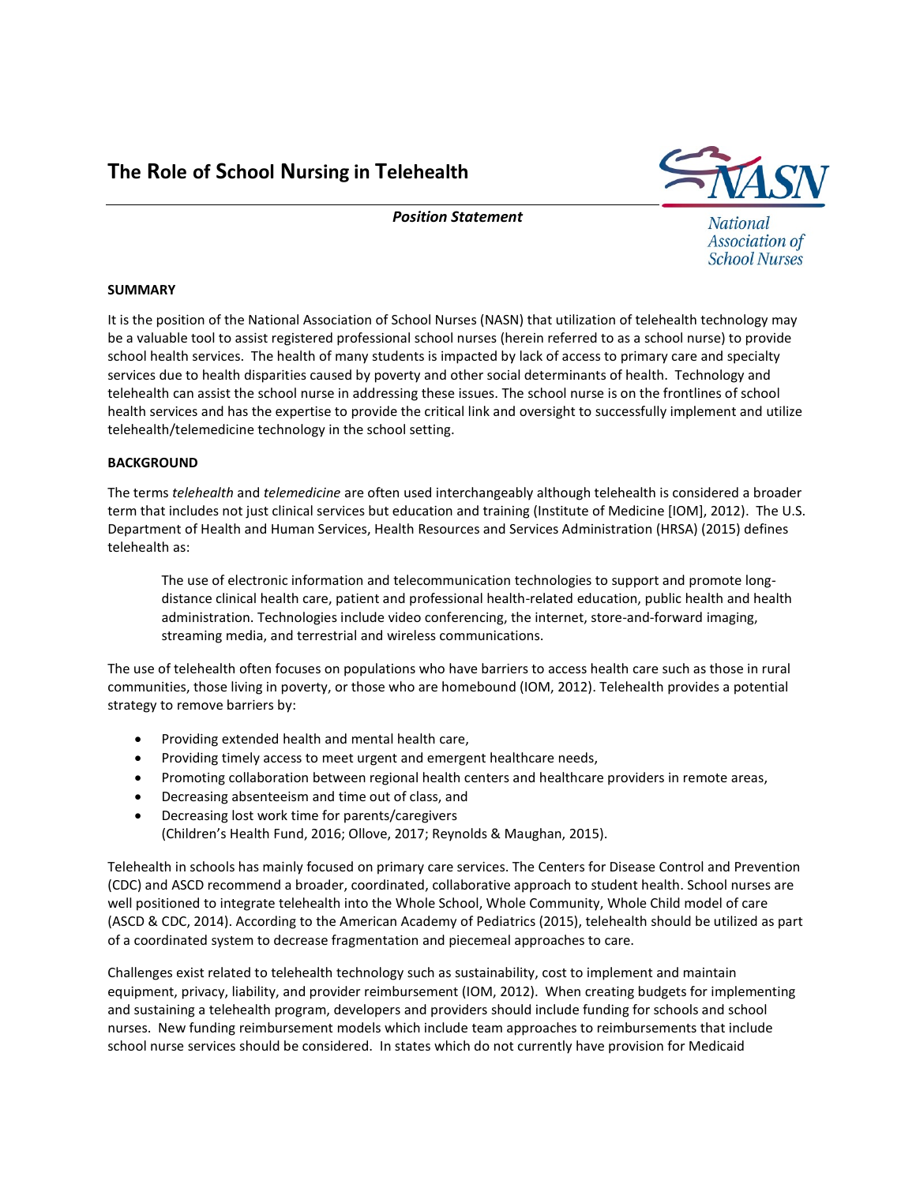# The Role of School Nursing in Telehealth

***Position Statement***

National Association of School Nurses

**SUMMARY**

It is the position of the National Association of School Nurses (NASN) that utilization of telehealth technology may be a valuable tool to assist registered professional school nurses (herein referred to as a school nurse) to provide school health services. The health of many students is impacted by lack of access to primary care and specialty services due to health disparities caused by poverty and other social determinants of health. Technology and telehealth can assist the school nurse in addressing these issues. The school nurse is on the frontlines of school health services and has the expertise to provide the critical link and oversight to successfully implement and utilize telehealth/telemedicine technology in the school setting.

**BACKGROUND**

The terms *telehealth* and *telemedicine* are often used interchangeably although telehealth is considered a broader term that includes not just clinical services but education and training (Institute of Medicine [IOM], 2012). The U.S. Department of Health and Human Services, Health Resources and Services Administration (HRSA) (2015) defines telehealth as:

> The use of electronic information and telecommunication technologies to support and promote long-distance clinical health care, patient and professional health-related education, public health and health administration. Technologies include video conferencing, the internet, store-and-forward imaging, streaming media, and terrestrial and wireless communications.

The use of telehealth often focuses on populations who have barriers to access health care such as those in rural communities, those living in poverty, or those who are homebound (IOM, 2012). Telehealth provides a potential strategy to remove barriers by:

- Providing extended health and mental health care,
- Providing timely access to meet urgent and emergent healthcare needs,
- Promoting collaboration between regional health centers and healthcare providers in remote areas,
- Decreasing absenteeism and time out of class, and
- Decreasing lost work time for parents/caregivers
  (Children's Health Fund, 2016; Ollove, 2017; Reynolds & Maughan, 2015).

Telehealth in schools has mainly focused on primary care services. The Centers for Disease Control and Prevention (CDC) and ASCD recommend a broader, coordinated, collaborative approach to student health. School nurses are well positioned to integrate telehealth into the Whole School, Whole Community, Whole Child model of care (ASCD & CDC, 2014). According to the American Academy of Pediatrics (2015), telehealth should be utilized as part of a coordinated system to decrease fragmentation and piecemeal approaches to care.

Challenges exist related to telehealth technology such as sustainability, cost to implement and maintain equipment, privacy, liability, and provider reimbursement (IOM, 2012). When creating budgets for implementing and sustaining a telehealth program, developers and providers should include funding for schools and school nurses. New funding reimbursement models which include team approaches to reimbursements that include school nurse services should be considered. In states which do not currently have provision for Medicaid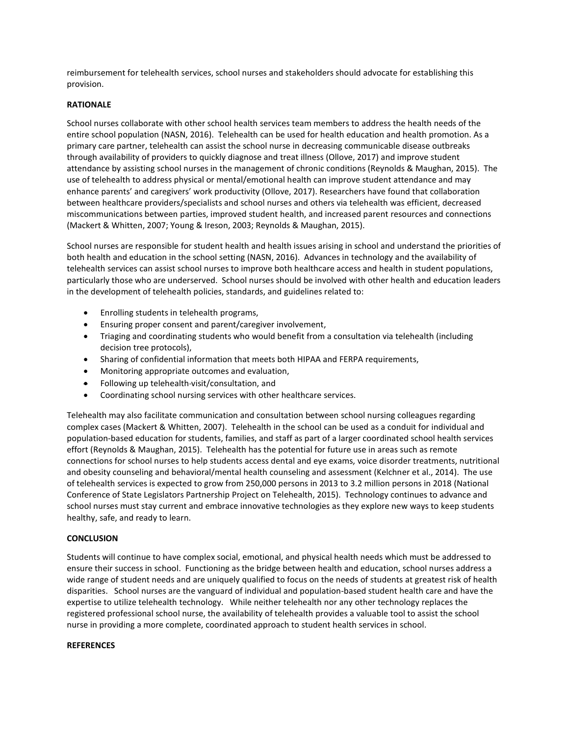reimbursement for telehealth services, school nurses and stakeholders should advocate for establishing this provision.

## RATIONALE

School nurses collaborate with other school health services team members to address the health needs of the entire school population (NASN, 2016). Telehealth can be used for health education and health promotion. As a primary care partner, telehealth can assist the school nurse in decreasing communicable disease outbreaks through availability of providers to quickly diagnose and treat illness (Ollove, 2017) and improve student attendance by assisting school nurses in the management of chronic conditions (Reynolds & Maughan, 2015). The use of telehealth to address physical or mental/emotional health can improve student attendance and may enhance parents' and caregivers' work productivity (Ollove, 2017). Researchers have found that collaboration between healthcare providers/specialists and school nurses and others via telehealth was efficient, decreased miscommunications between parties, improved student health, and increased parent resources and connections (Mackert & Whitten, 2007; Young & Ireson, 2003; Reynolds & Maughan, 2015).

School nurses are responsible for student health and health issues arising in school and understand the priorities of both health and education in the school setting (NASN, 2016). Advances in technology and the availability of telehealth services can assist school nurses to improve both healthcare access and health in student populations, particularly those who are underserved. School nurses should be involved with other health and education leaders in the development of telehealth policies, standards, and guidelines related to:

- Enrolling students in telehealth programs,
- Ensuring proper consent and parent/caregiver involvement,
- Triaging and coordinating students who would benefit from a consultation via telehealth (including decision tree protocols),
- Sharing of confidential information that meets both HIPAA and FERPA requirements,
- Monitoring appropriate outcomes and evaluation,
- Following up telehealth-visit/consultation, and
- Coordinating school nursing services with other healthcare services.

Telehealth may also facilitate communication and consultation between school nursing colleagues regarding complex cases (Mackert & Whitten, 2007). Telehealth in the school can be used as a conduit for individual and population-based education for students, families, and staff as part of a larger coordinated school health services effort (Reynolds & Maughan, 2015). Telehealth has the potential for future use in areas such as remote connections for school nurses to help students access dental and eye exams, voice disorder treatments, nutritional and obesity counseling and behavioral/mental health counseling and assessment (Kelchner et al., 2014). The use of telehealth services is expected to grow from 250,000 persons in 2013 to 3.2 million persons in 2018 (National Conference of State Legislators Partnership Project on Telehealth, 2015). Technology continues to advance and school nurses must stay current and embrace innovative technologies as they explore new ways to keep students healthy, safe, and ready to learn.

## CONCLUSION

Students will continue to have complex social, emotional, and physical health needs which must be addressed to ensure their success in school. Functioning as the bridge between health and education, school nurses address a wide range of student needs and are uniquely qualified to focus on the needs of students at greatest risk of health disparities. School nurses are the vanguard of individual and population-based student health care and have the expertise to utilize telehealth technology. While neither telehealth nor any other technology replaces the registered professional school nurse, the availability of telehealth provides a valuable tool to assist the school nurse in providing a more complete, coordinated approach to student health services in school.

## REFERENCES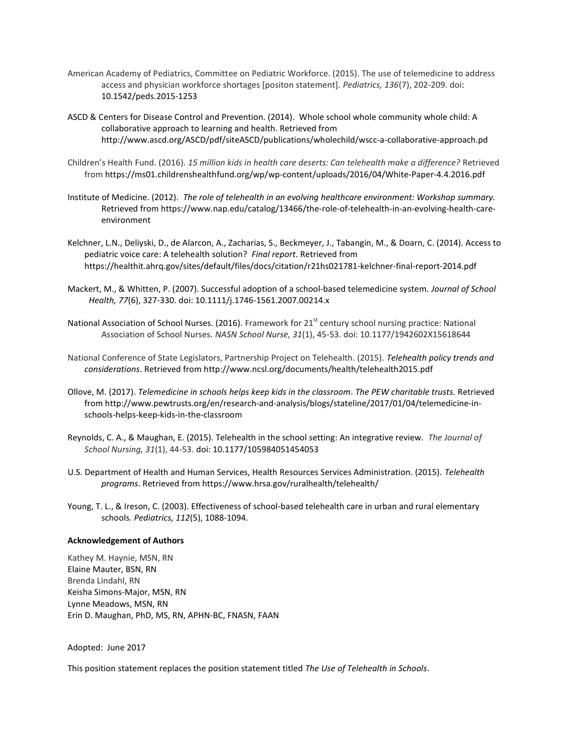American Academy of Pediatrics, Committee on Pediatric Workforce. (2015). The use of telemedicine to address access and physician workforce shortages [positon statement]. *Pediatrics, 136*(7), 202-209. doi: 10.1542/peds.2015-1253

ASCD & Centers for Disease Control and Prevention. (2014). Whole school whole community whole child: A collaborative approach to learning and health. Retrieved from http://www.ascd.org/ASCD/pdf/siteASCD/publications/wholechild/wscc-a-collaborative-approach.pd

Children's Health Fund. (2016). *15 million kids in health care deserts: Can telehealth make a difference?* Retrieved from https://ms01.childrenshealthfund.org/wp/wp-content/uploads/2016/04/White-Paper-4.4.2016.pdf

Institute of Medicine. (2012). *The role of telehealth in an evolving healthcare environment: Workshop summary.* Retrieved from https://www.nap.edu/catalog/13466/the-role-of-telehealth-in-an-evolving-health-care-environment

Kelchner, L.N., Deliyski, D., de Alarcon, A., Zacharias, S., Beckmeyer, J., Tabangin, M., & Doarn, C. (2014). Access to pediatric voice care: A telehealth solution? *Final report*. Retrieved from https://healthit.ahrq.gov/sites/default/files/docs/citation/r21hs021781-kelchner-final-report-2014.pdf

Mackert, M., & Whitten, P. (2007). Successful adoption of a school-based telemedicine system. *Journal of School Health, 77*(6), 327-330. doi: 10.1111/j.1746-1561.2007.00214.x

National Association of School Nurses. (2016). Framework for 21st century school nursing practice: National Association of School Nurses. *NASN School Nurse, 31*(1), 45-53. doi: 10.1177/1942602X15618644

National Conference of State Legislators, Partnership Project on Telehealth. (2015). ***Telehealth policy trends and considerations***. Retrieved from http://www.ncsl.org/documents/health/telehealth2015.pdf

Ollove, M. (2017). *Telemedicine in schools helps keep kids in the classroom*. *The PEW charitable trusts.* Retrieved from http://www.pewtrusts.org/en/research-and-analysis/blogs/stateline/2017/01/04/telemedicine-in-schools-helps-keep-kids-in-the-classroom

Reynolds, C. A., & Maughan, E. (2015). Telehealth in the school setting: An integrative review. *The Journal of School Nursing, 31*(1), 44-53. doi: 10.1177/105984051454053

U.S. Department of Health and Human Services, Health Resources Services Administration. (2015). *Telehealth programs*. Retrieved from https://www.hrsa.gov/ruralhealth/telehealth/

Young, T. L., & Ireson, C. (2003). Effectiveness of school-based telehealth care in urban and rural elementary schools. *Pediatrics, 112*(5), 1088-1094.

**Acknowledgement of Authors**

Kathey M. Haynie, MSN, RN
Elaine Mauter, BSN, RN
Brenda Lindahl, RN
Keisha Simons-Major, MSN, RN
Lynne Meadows, MSN, RN
Erin D. Maughan, PhD, MS, RN, APHN-BC, FNASN, FAAN

Adopted: June 2017

This position statement replaces the position statement titled *The Use of Telehealth in Schools*.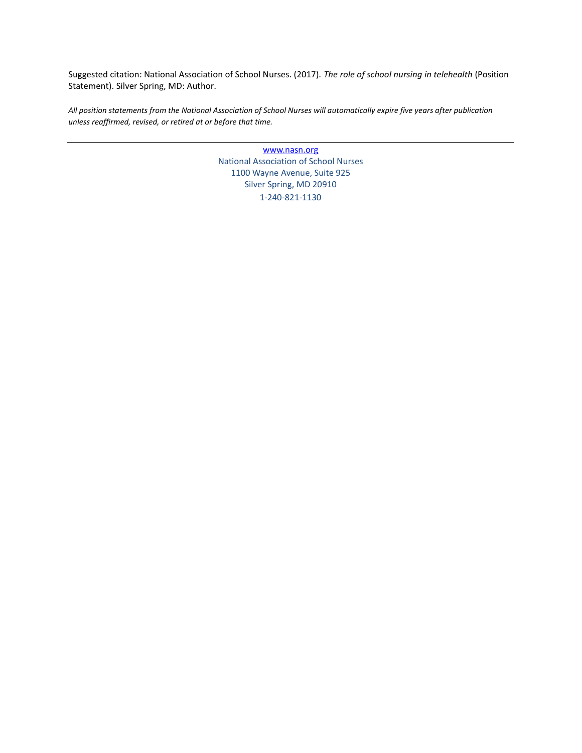Suggested citation: National Association of School Nurses. (2017). *The role of school nursing in telehealth* (Position Statement). Silver Spring, MD: Author.

*All position statements from the National Association of School Nurses will automatically expire five years after publication unless reaffirmed, revised, or retired at or before that time.*

---

www.nasn.org
National Association of School Nurses
1100 Wayne Avenue, Suite 925
Silver Spring, MD 20910
1-240-821-1130